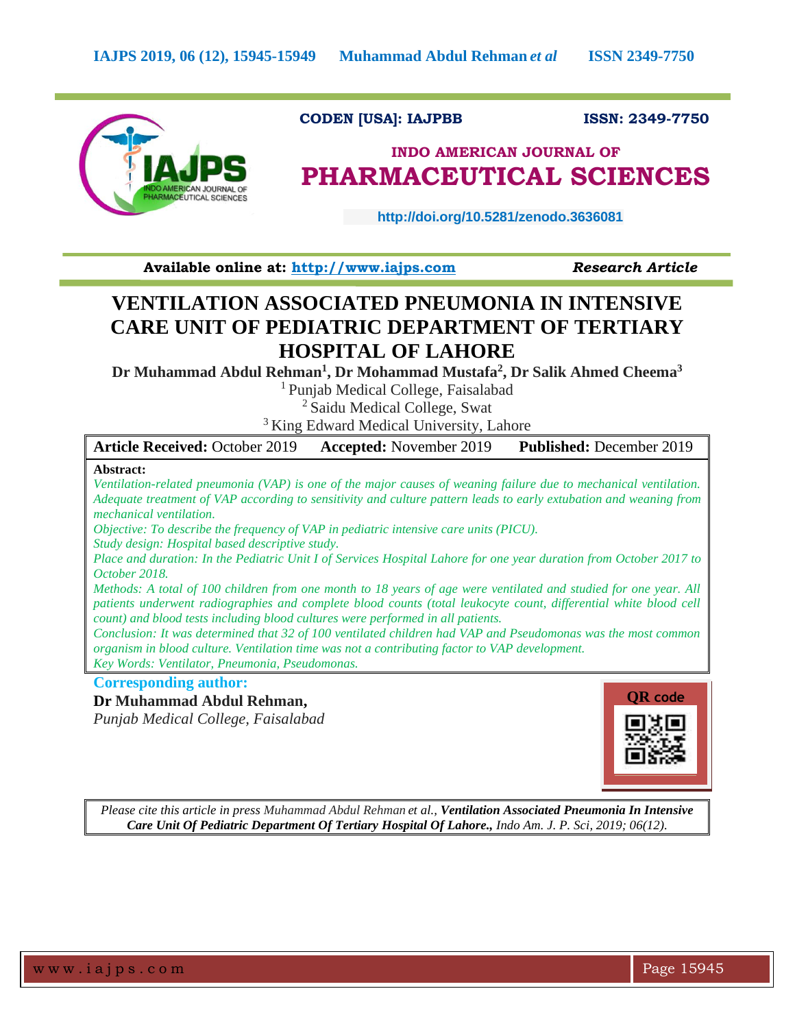CODEN [USA]: IAJPBB ISSN: 2349-7750

**INDO AMERICAN JOURNAL OF PHARMACEUTICAL SCIENCES**

http://doi.org/10.5281/zenodo.3636081

**Available online at: http://www.iajps.com** *Research Article*

# VENTILATION ASSOCIATED PNEUMONIA IN INTENSIVE CARE UNIT OF PEDIATRIC DEPARTMENT OF TERTIARY HOSPITAL OF LAHORE

**Dr Muhammad Abdul Rehman[1], Dr Mohammad Mustafa[2], Dr Salik Ahmed Cheema[3]**

[1] Punjab Medical College, Faisalabad
[2] Saidu Medical College, Swat
[3] King Edward Medical University, Lahore

**Article Received:** October 2019 **Accepted:** November 2019 **Published:** December 2019

**Abstract:**

*Ventilation-related pneumonia (VAP) is one of the major causes of weaning failure due to mechanical ventilation. Adequate treatment of VAP according to sensitivity and culture pattern leads to early extubation and weaning from mechanical ventilation.*

*Objective: To describe the frequency of VAP in pediatric intensive care units (PICU).*

*Study design: Hospital based descriptive study.*

*Place and duration: In the Pediatric Unit I of Services Hospital Lahore for one year duration from October 2017 to October 2018.*

*Methods: A total of 100 children from one month to 18 years of age were ventilated and studied for one year. All patients underwent radiographies and complete blood counts (total leukocyte count, differential white blood cell count) and blood tests including blood cultures were performed in all patients.*

*Conclusion: It was determined that 32 of 100 ventilated children had VAP and Pseudomonas was the most common organism in blood culture. Ventilation time was not a contributing factor to VAP development.*

*Key Words: Ventilator, Pneumonia, Pseudomonas.*

**Corresponding author:**

**Dr Muhammad Abdul Rehman,**

*Punjab Medical College, Faisalabad*

QR code

*Please cite this article in press Muhammad Abdul Rehman et al.,* ***Ventilation Associated Pneumonia In Intensive Care Unit Of Pediatric Department Of Tertiary Hospital Of Lahore.,*** *Indo Am. J. P. Sci, 2019; 06(12).*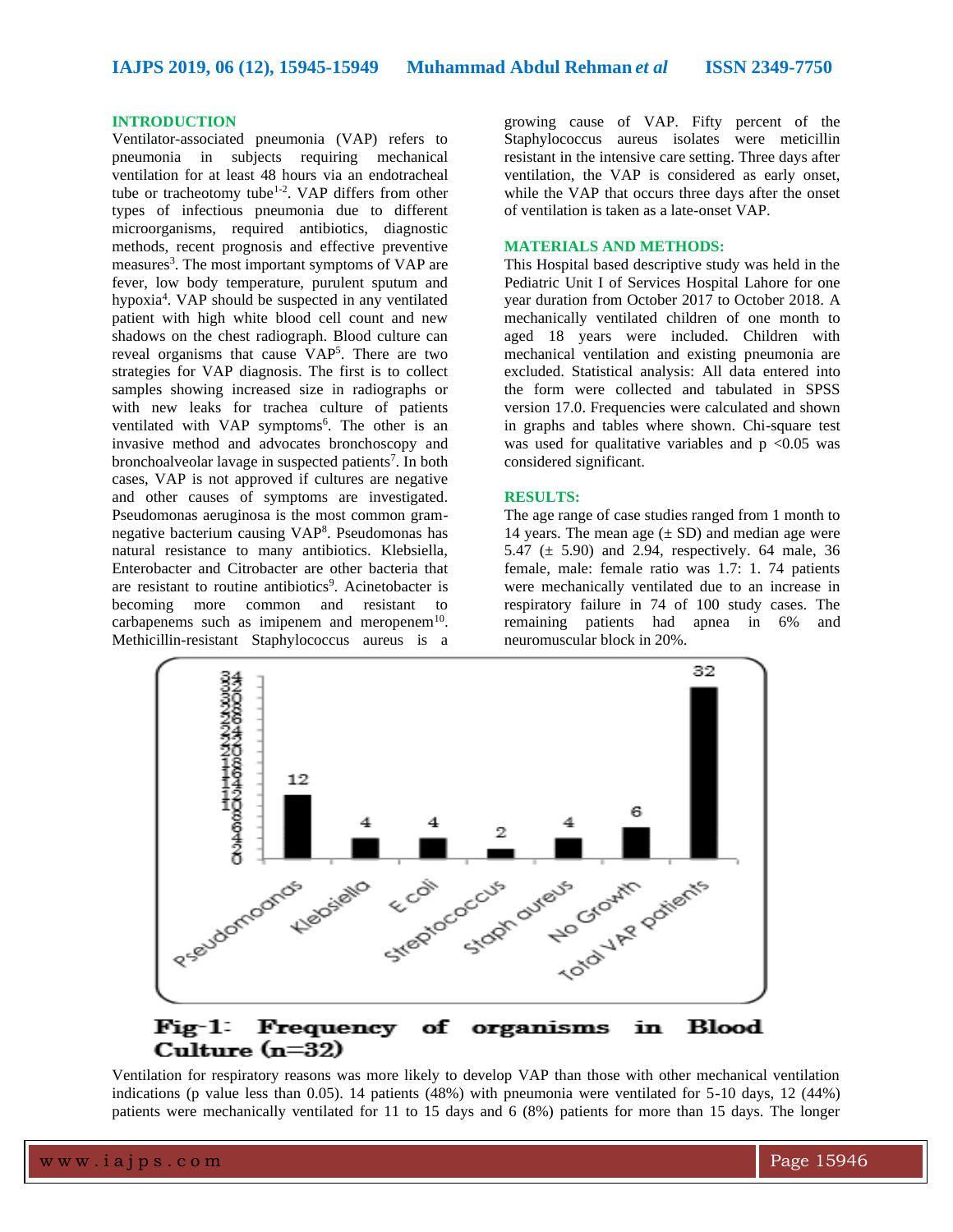## INTRODUCTION

Ventilator-associated pneumonia (VAP) refers to pneumonia in subjects requiring mechanical ventilation for at least 48 hours via an endotracheal tube or tracheotomy tube[1-2]. VAP differs from other types of infectious pneumonia due to different microorganisms, required antibiotics, diagnostic methods, recent prognosis and effective preventive measures[3]. The most important symptoms of VAP are fever, low body temperature, purulent sputum and hypoxia[4]. VAP should be suspected in any ventilated patient with high white blood cell count and new shadows on the chest radiograph. Blood culture can reveal organisms that cause VAP[5]. There are two strategies for VAP diagnosis. The first is to collect samples showing increased size in radiographs or with new leaks for trachea culture of patients ventilated with VAP symptoms[6]. The other is an invasive method and advocates bronchoscopy and bronchoalveolar lavage in suspected patients[7]. In both cases, VAP is not approved if cultures are negative and other causes of symptoms are investigated. Pseudomonas aeruginosa is the most common gram-negative bacterium causing VAP[8]. Pseudomonas has natural resistance to many antibiotics. Klebsiella, Enterobacter and Citrobacter are other bacteria that are resistant to routine antibiotics[9]. Acinetobacter is becoming more common and resistant to carbapenems such as imipenem and meropenem[10]. Methicillin-resistant Staphylococcus aureus is a growing cause of VAP. Fifty percent of the Staphylococcus aureus isolates were meticillin resistant in the intensive care setting. Three days after ventilation, the VAP is considered as early onset, while the VAP that occurs three days after the onset of ventilation is taken as a late-onset VAP.

## MATERIALS AND METHODS:

This Hospital based descriptive study was held in the Pediatric Unit I of Services Hospital Lahore for one year duration from October 2017 to October 2018. A mechanically ventilated children of one month to aged 18 years were included. Children with mechanical ventilation and existing pneumonia are excluded. Statistical analysis: All data entered into the form were collected and tabulated in SPSS version 17.0. Frequencies were calculated and shown in graphs and tables where shown. Chi-square test was used for qualitative variables and $p < 0.05$ was considered significant.

## RESULTS:

The age range of case studies ranged from 1 month to 14 years. The mean age (± SD) and median age were 5.47 (± 5.90) and 2.94, respectively. 64 male, 36 female, male: female ratio was 1.7: 1. 74 patients were mechanically ventilated due to an increase in respiratory failure in 74 of 100 study cases. The remaining patients had apnea in 6% and neuromuscular block in 20%.

| Organism | Frequency |
|---|---|
| Pseudomoanas | 12 |
| Klebsiella | 4 |
| E coli | 4 |
| Streptococcus | 2 |
| Staph aureus | 4 |
| No Growth | 6 |
| Total VAP patients | 32 |

**Fig-1: Frequency of organisms in Blood Culture (n=32)**

Ventilation for respiratory reasons was more likely to develop VAP than those with other mechanical ventilation indications (p value less than 0.05). 14 patients (48%) with pneumonia were ventilated for 5-10 days, 12 (44%) patients were mechanically ventilated for 11 to 15 days and 6 (8%) patients for more than 15 days. The longer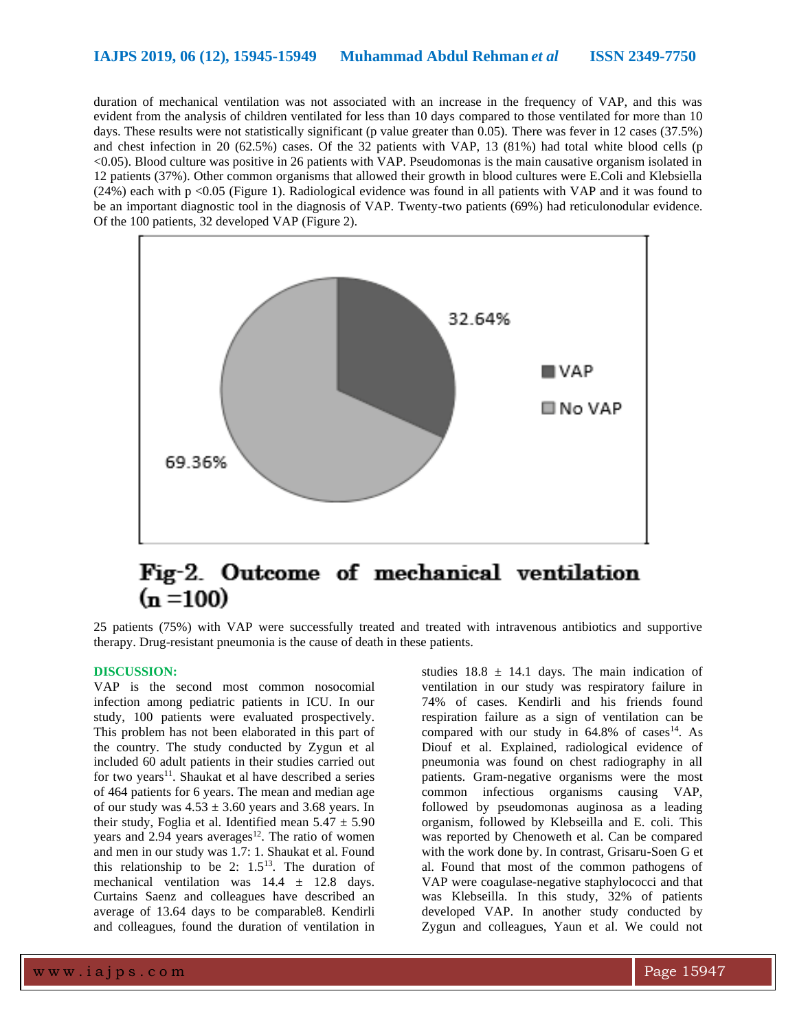duration of mechanical ventilation was not associated with an increase in the frequency of VAP, and this was evident from the analysis of children ventilated for less than 10 days compared to those ventilated for more than 10 days. These results were not statistically significant (p value greater than 0.05). There was fever in 12 cases (37.5%) and chest infection in 20 (62.5%) cases. Of the 32 patients with VAP, 13 (81%) had total white blood cells (p <0.05). Blood culture was positive in 26 patients with VAP. Pseudomonas is the main causative organism isolated in 12 patients (37%). Other common organisms that allowed their growth in blood cultures were E.Coli and Klebsiella (24%) each with p <0.05 (Figure 1). Radiological evidence was found in all patients with VAP and it was found to be an important diagnostic tool in the diagnosis of VAP. Twenty-two patients (69%) had reticulonodular evidence. Of the 100 patients, 32 developed VAP (Figure 2).

32.64%

VAP

No VAP

69.36%

**Fig-2. Outcome of mechanical ventilation (n =100)**

25 patients (75%) with VAP were successfully treated and treated with intravenous antibiotics and supportive therapy. Drug-resistant pneumonia is the cause of death in these patients.

## DISCUSSION:

VAP is the second most common nosocomial infection among pediatric patients in ICU. In our study, 100 patients were evaluated prospectively. This problem has not been elaborated in this part of the country. The study conducted by Zygun et al included 60 adult patients in their studies carried out for two years[11]. Shaukat et al have described a series of 464 patients for 6 years. The mean and median age of our study was 4.53 ± 3.60 years and 3.68 years. In their study, Foglia et al. Identified mean 5.47 ± 5.90 years and 2.94 years averages[12]. The ratio of women and men in our study was 1.7: 1. Shaukat et al. Found this relationship to be 2: 1.5[13]. The duration of mechanical ventilation was 14.4 ± 12.8 days. Curtains Saenz and colleagues have described an average of 13.64 days to be comparable8. Kendirli and colleagues, found the duration of ventilation in studies 18.8 ± 14.1 days. The main indication of ventilation in our study was respiratory failure in 74% of cases. Kendirli and his friends found respiration failure as a sign of ventilation can be compared with our study in 64.8% of cases[14]. As Diouf et al. Explained, radiological evidence of pneumonia was found on chest radiography in all patients. Gram-negative organisms were the most common infectious organisms causing VAP, followed by pseudomonas auginosa as a leading organism, followed by Klebseilla and E. coli. This was reported by Chenoweth et al. Can be compared with the work done by. In contrast, Grisaru-Soen G et al. Found that most of the common pathogens of VAP were coagulase-negative staphylococci and that was Klebseilla. In this study, 32% of patients developed VAP. In another study conducted by Zygun and colleagues, Yaun et al. We could not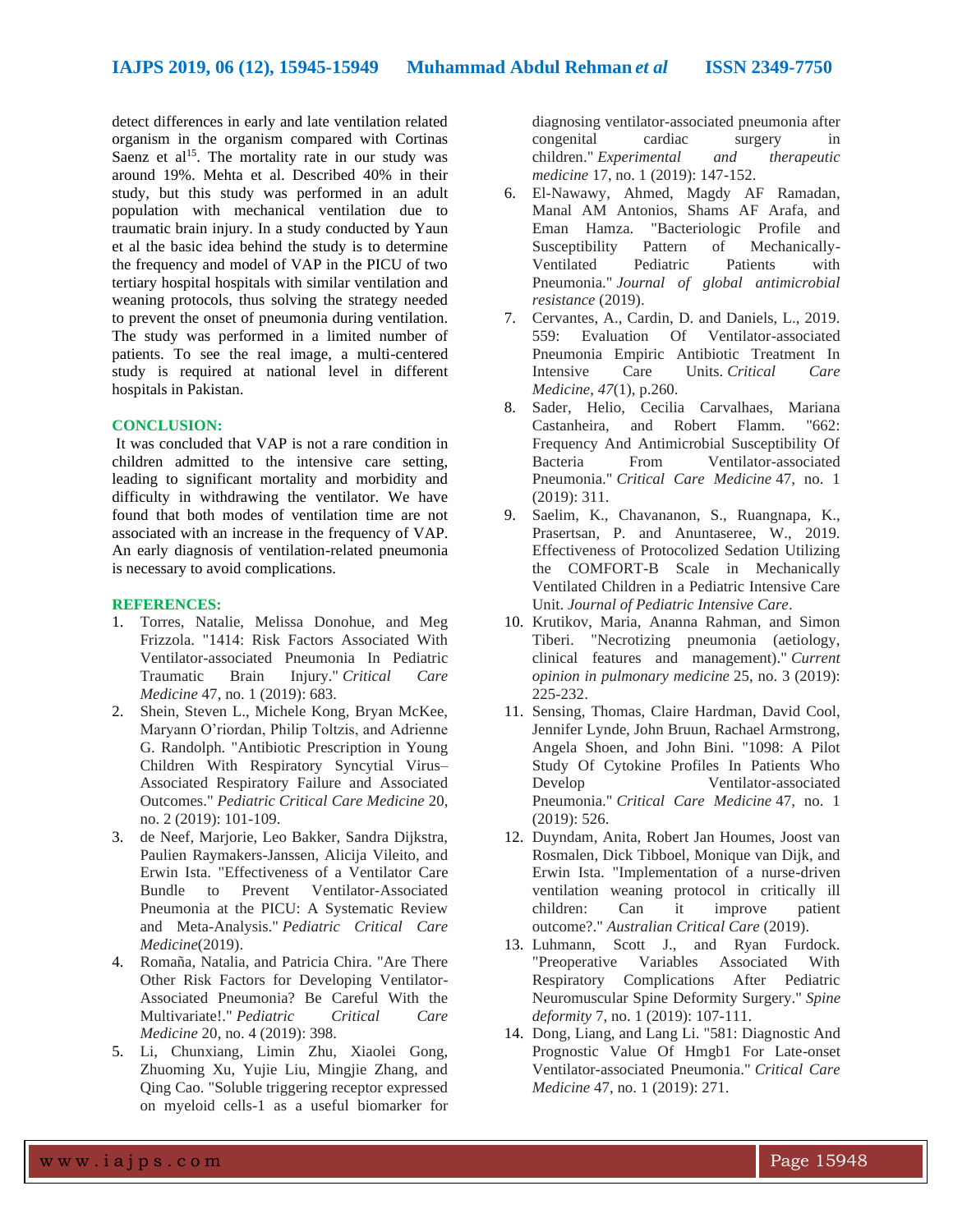detect differences in early and late ventilation related organism in the organism compared with Cortinas Saenz et al[15]. The mortality rate in our study was around 19%. Mehta et al. Described 40% in their study, but this study was performed in an adult population with mechanical ventilation due to traumatic brain injury. In a study conducted by Yaun et al the basic idea behind the study is to determine the frequency and model of VAP in the PICU of two tertiary hospital hospitals with similar ventilation and weaning protocols, thus solving the strategy needed to prevent the onset of pneumonia during ventilation. The study was performed in a limited number of patients. To see the real image, a multi-centered study is required at national level in different hospitals in Pakistan.

## CONCLUSION:

It was concluded that VAP is not a rare condition in children admitted to the intensive care setting, leading to significant mortality and morbidity and difficulty in withdrawing the ventilator. We have found that both modes of ventilation time are not associated with an increase in the frequency of VAP. An early diagnosis of ventilation-related pneumonia is necessary to avoid complications.

## REFERENCES:

1. Torres, Natalie, Melissa Donohue, and Meg Frizzola. "1414: Risk Factors Associated With Ventilator-associated Pneumonia In Pediatric Traumatic Brain Injury." *Critical Care Medicine* 47, no. 1 (2019): 683.
2. Shein, Steven L., Michele Kong, Bryan McKee, Maryann O'riordan, Philip Toltzis, and Adrienne G. Randolph. "Antibiotic Prescription in Young Children With Respiratory Syncytial Virus–Associated Respiratory Failure and Associated Outcomes." *Pediatric Critical Care Medicine* 20, no. 2 (2019): 101-109.
3. de Neef, Marjorie, Leo Bakker, Sandra Dijkstra, Paulien Raymakers-Janssen, Alicija Vileito, and Erwin Ista. "Effectiveness of a Ventilator Care Bundle to Prevent Ventilator-Associated Pneumonia at the PICU: A Systematic Review and Meta-Analysis." *Pediatric Critical Care Medicine*(2019).
4. Romaña, Natalia, and Patricia Chira. "Are There Other Risk Factors for Developing Ventilator-Associated Pneumonia? Be Careful With the Multivariate!." *Pediatric Critical Care Medicine* 20, no. 4 (2019): 398.
5. Li, Chunxiang, Limin Zhu, Xiaolei Gong, Zhuoming Xu, Yujie Liu, Mingjie Zhang, and Qing Cao. "Soluble triggering receptor expressed on myeloid cells-1 as a useful biomarker for diagnosing ventilator-associated pneumonia after congenital cardiac surgery in children." *Experimental and therapeutic medicine* 17, no. 1 (2019): 147-152.
6. El-Nawawy, Ahmed, Magdy AF Ramadan, Manal AM Antonios, Shams AF Arafa, and Eman Hamza. "Bacteriologic Profile and Susceptibility Pattern of Mechanically-Ventilated Pediatric Patients with Pneumonia." *Journal of global antimicrobial resistance* (2019).
7. Cervantes, A., Cardin, D. and Daniels, L., 2019. 559: Evaluation Of Ventilator-associated Pneumonia Empiric Antibiotic Treatment In Intensive Care Units. *Critical Care Medicine*, *47*(1), p.260.
8. Sader, Helio, Cecilia Carvalhaes, Mariana Castanheira, and Robert Flamm. "662: Frequency And Antimicrobial Susceptibility Of Bacteria From Ventilator-associated Pneumonia." *Critical Care Medicine* 47, no. 1 (2019): 311.
9. Saelim, K., Chavananon, S., Ruangnapa, K., Prasertsan, P. and Anuntaseree, W., 2019. Effectiveness of Protocolized Sedation Utilizing the COMFORT-B Scale in Mechanically Ventilated Children in a Pediatric Intensive Care Unit. *Journal of Pediatric Intensive Care*.
10. Krutikov, Maria, Ananna Rahman, and Simon Tiberi. "Necrotizing pneumonia (aetiology, clinical features and management)." *Current opinion in pulmonary medicine* 25, no. 3 (2019): 225-232.
11. Sensing, Thomas, Claire Hardman, David Cool, Jennifer Lynde, John Bruun, Rachael Armstrong, Angela Shoen, and John Bini. "1098: A Pilot Study Of Cytokine Profiles In Patients Who Develop Ventilator-associated Pneumonia." *Critical Care Medicine* 47, no. 1 (2019): 526.
12. Duyndam, Anita, Robert Jan Houmes, Joost van Rosmalen, Dick Tibboel, Monique van Dijk, and Erwin Ista. "Implementation of a nurse-driven ventilation weaning protocol in critically ill children: Can it improve patient outcome?." *Australian Critical Care* (2019).
13. Luhmann, Scott J., and Ryan Furdock. "Preoperative Variables Associated With Respiratory Complications After Pediatric Neuromuscular Spine Deformity Surgery." *Spine deformity* 7, no. 1 (2019): 107-111.
14. Dong, Liang, and Lang Li. "581: Diagnostic And Prognostic Value Of Hmgb1 For Late-onset Ventilator-associated Pneumonia." *Critical Care Medicine* 47, no. 1 (2019): 271.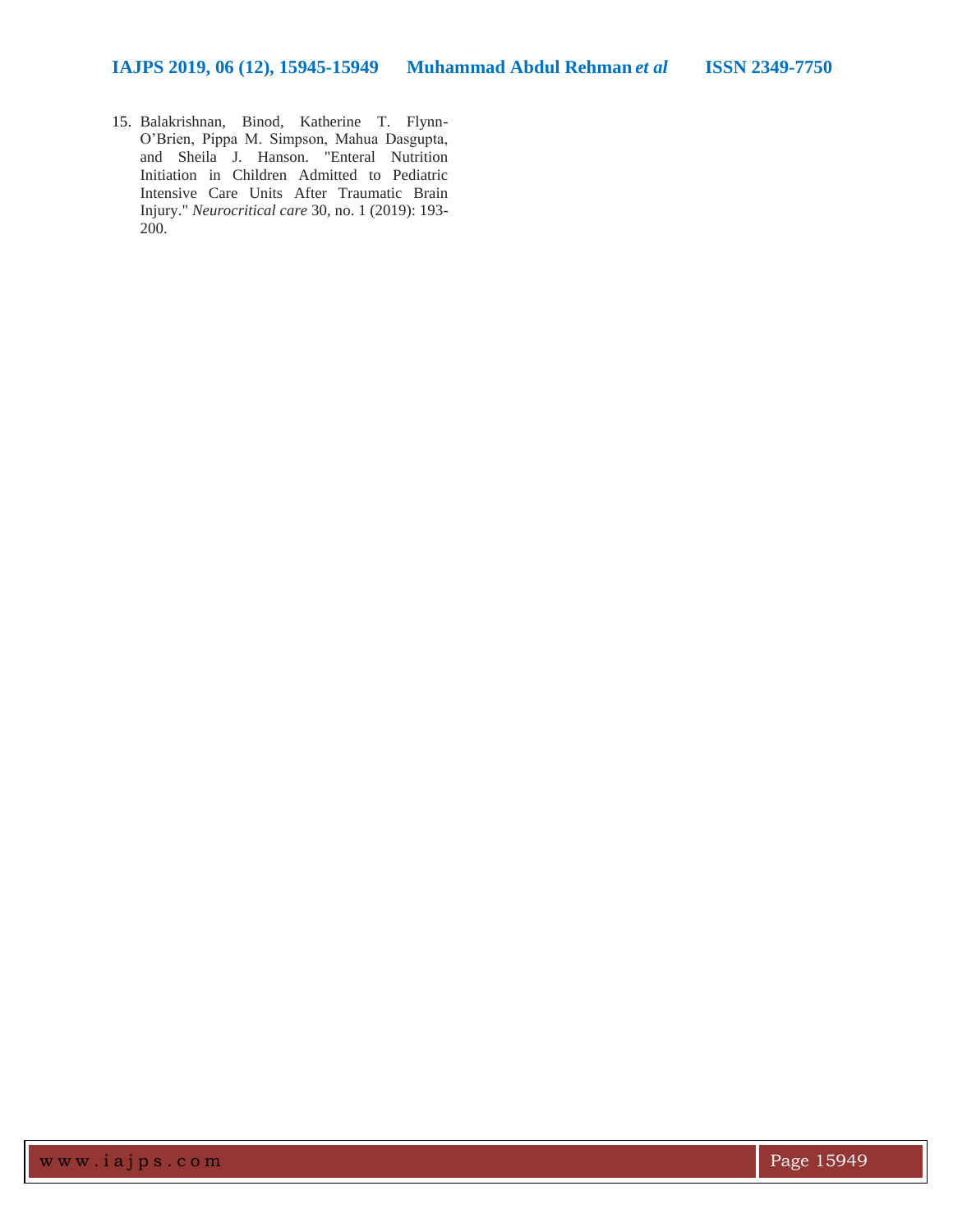15. Balakrishnan, Binod, Katherine T. Flynn-O'Brien, Pippa M. Simpson, Mahua Dasgupta, and Sheila J. Hanson. "Enteral Nutrition Initiation in Children Admitted to Pediatric Intensive Care Units After Traumatic Brain Injury." *Neurocritical care* 30, no. 1 (2019): 193-200.